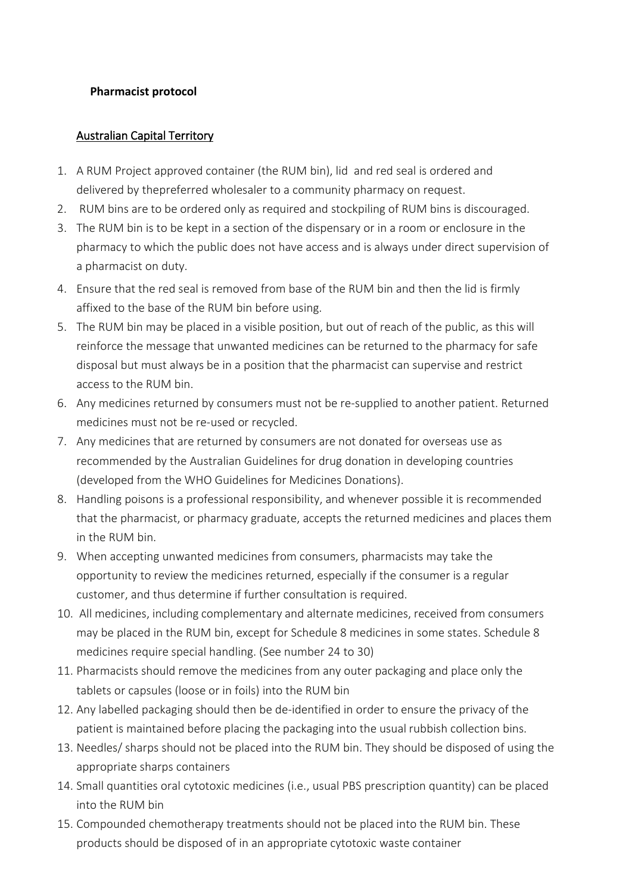**Pharmacist protocol**

Australian Capital Territory

1. A RUM Project approved container (the RUM bin), lid and red seal is ordered and delivered by thepreferred wholesaler to a community pharmacy on request.
2. RUM bins are to be ordered only as required and stockpiling of RUM bins is discouraged.
3. The RUM bin is to be kept in a section of the dispensary or in a room or enclosure in the pharmacy to which the public does not have access and is always under direct supervision of a pharmacist on duty.
4. Ensure that the red seal is removed from base of the RUM bin and then the lid is firmly affixed to the base of the RUM bin before using.
5. The RUM bin may be placed in a visible position, but out of reach of the public, as this will reinforce the message that unwanted medicines can be returned to the pharmacy for safe disposal but must always be in a position that the pharmacist can supervise and restrict access to the RUM bin.
6. Any medicines returned by consumers must not be re-supplied to another patient. Returned medicines must not be re-used or recycled.
7. Any medicines that are returned by consumers are not donated for overseas use as recommended by the Australian Guidelines for drug donation in developing countries (developed from the WHO Guidelines for Medicines Donations).
8. Handling poisons is a professional responsibility, and whenever possible it is recommended that the pharmacist, or pharmacy graduate, accepts the returned medicines and places them in the RUM bin.
9. When accepting unwanted medicines from consumers, pharmacists may take the opportunity to review the medicines returned, especially if the consumer is a regular customer, and thus determine if further consultation is required.
10. All medicines, including complementary and alternate medicines, received from consumers may be placed in the RUM bin, except for Schedule 8 medicines in some states. Schedule 8 medicines require special handling. (See number 24 to 30)
11. Pharmacists should remove the medicines from any outer packaging and place only the tablets or capsules (loose or in foils) into the RUM bin
12. Any labelled packaging should then be de-identified in order to ensure the privacy of the patient is maintained before placing the packaging into the usual rubbish collection bins.
13. Needles/ sharps should not be placed into the RUM bin. They should be disposed of using the appropriate sharps containers
14. Small quantities oral cytotoxic medicines (i.e., usual PBS prescription quantity) can be placed into the RUM bin
15. Compounded chemotherapy treatments should not be placed into the RUM bin. These products should be disposed of in an appropriate cytotoxic waste container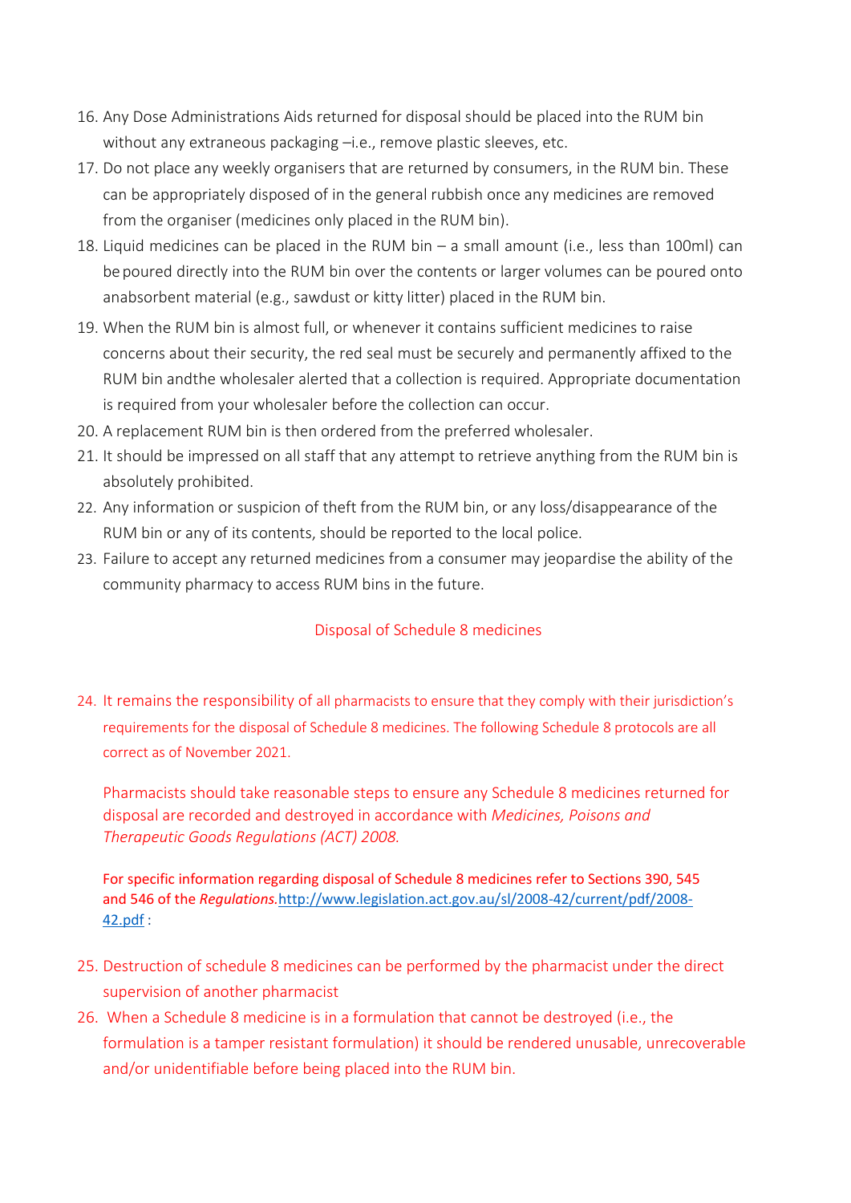16. Any Dose Administrations Aids returned for disposal should be placed into the RUM bin without any extraneous packaging –i.e., remove plastic sleeves, etc.
17. Do not place any weekly organisers that are returned by consumers, in the RUM bin. These can be appropriately disposed of in the general rubbish once any medicines are removed from the organiser (medicines only placed in the RUM bin).
18. Liquid medicines can be placed in the RUM bin – a small amount (i.e., less than 100ml) can be poured directly into the RUM bin over the contents or larger volumes can be poured onto anabsorbent material (e.g., sawdust or kitty litter) placed in the RUM bin.
19. When the RUM bin is almost full, or whenever it contains sufficient medicines to raise concerns about their security, the red seal must be securely and permanently affixed to the RUM bin andthe wholesaler alerted that a collection is required. Appropriate documentation is required from your wholesaler before the collection can occur.
20. A replacement RUM bin is then ordered from the preferred wholesaler.
21. It should be impressed on all staff that any attempt to retrieve anything from the RUM bin is absolutely prohibited.
22. Any information or suspicion of theft from the RUM bin, or any loss/disappearance of the RUM bin or any of its contents, should be reported to the local police.
23. Failure to accept any returned medicines from a consumer may jeopardise the ability of the community pharmacy to access RUM bins in the future.

## Disposal of Schedule 8 medicines

24. It remains the responsibility of all pharmacists to ensure that they comply with their jurisdiction's requirements for the disposal of Schedule 8 medicines. The following Schedule 8 protocols are all correct as of November 2021.

    Pharmacists should take reasonable steps to ensure any Schedule 8 medicines returned for disposal are recorded and destroyed in accordance with *Medicines, Poisons and Therapeutic Goods Regulations (ACT) 2008.*

    For specific information regarding disposal of Schedule 8 medicines refer to Sections 390, 545 and 546 of the *Regulations.* http://www.legislation.act.gov.au/sl/2008-42/current/pdf/2008-42.pdf :

25. Destruction of schedule 8 medicines can be performed by the pharmacist under the direct supervision of another pharmacist
26. When a Schedule 8 medicine is in a formulation that cannot be destroyed (i.e., the formulation is a tamper resistant formulation) it should be rendered unusable, unrecoverable and/or unidentifiable before being placed into the RUM bin.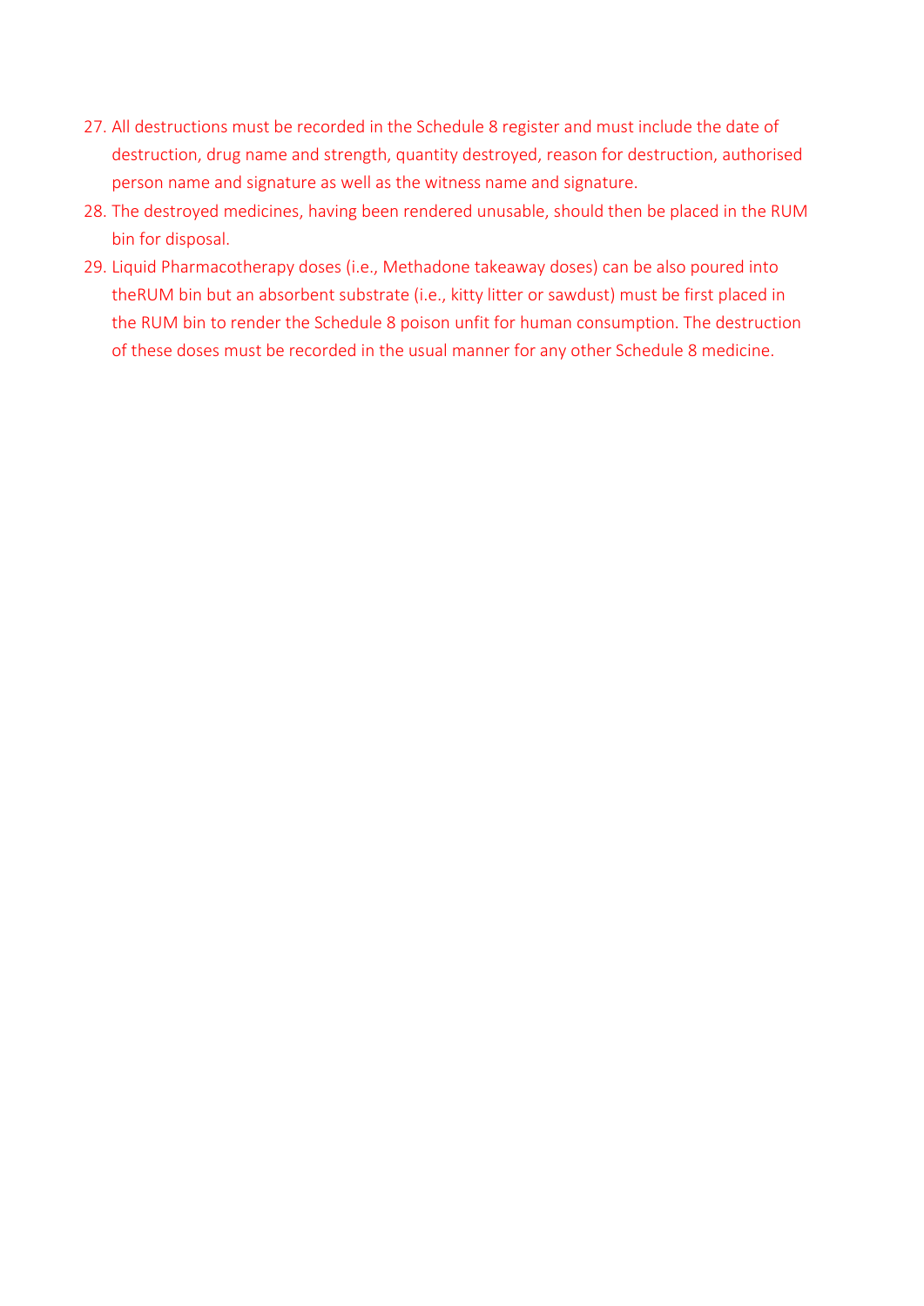27. All destructions must be recorded in the Schedule 8 register and must include the date of destruction, drug name and strength, quantity destroyed, reason for destruction, authorised person name and signature as well as the witness name and signature.
28. The destroyed medicines, having been rendered unusable, should then be placed in the RUM bin for disposal.
29. Liquid Pharmacotherapy doses (i.e., Methadone takeaway doses) can be also poured into theRUM bin but an absorbent substrate (i.e., kitty litter or sawdust) must be first placed in the RUM bin to render the Schedule 8 poison unfit for human consumption. The destruction of these doses must be recorded in the usual manner for any other Schedule 8 medicine.